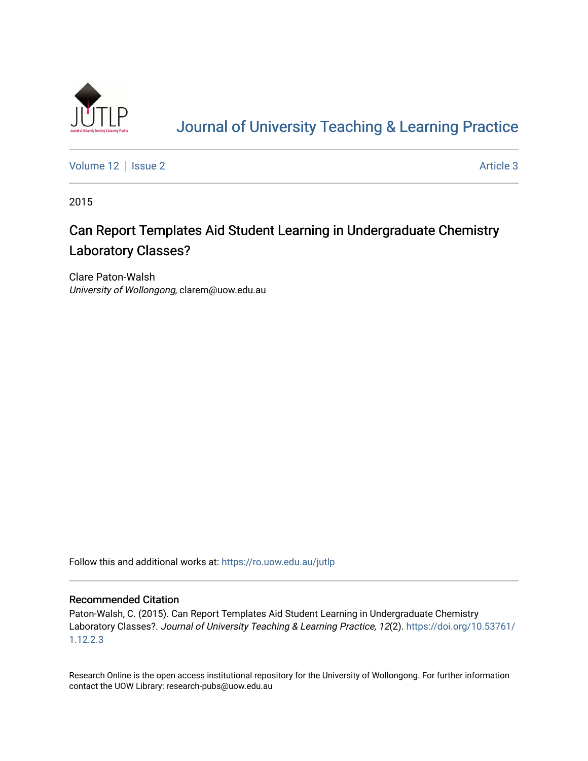Journal of University Teaching & Learning Practice

Volume 12 | Issue 2 | Article 3

2015

# Can Report Templates Aid Student Learning in Undergraduate Chemistry Laboratory Classes?

Clare Paton-Walsh
*University of Wollongong*, clarem@uow.edu.au

Follow this and additional works at: https://ro.uow.edu.au/jutlp

## Recommended Citation

Paton-Walsh, C. (2015). Can Report Templates Aid Student Learning in Undergraduate Chemistry Laboratory Classes?. *Journal of University Teaching & Learning Practice, 12*(2). https://doi.org/10.53761/1.12.2.3

Research Online is the open access institutional repository for the University of Wollongong. For further information contact the UOW Library: research-pubs@uow.edu.au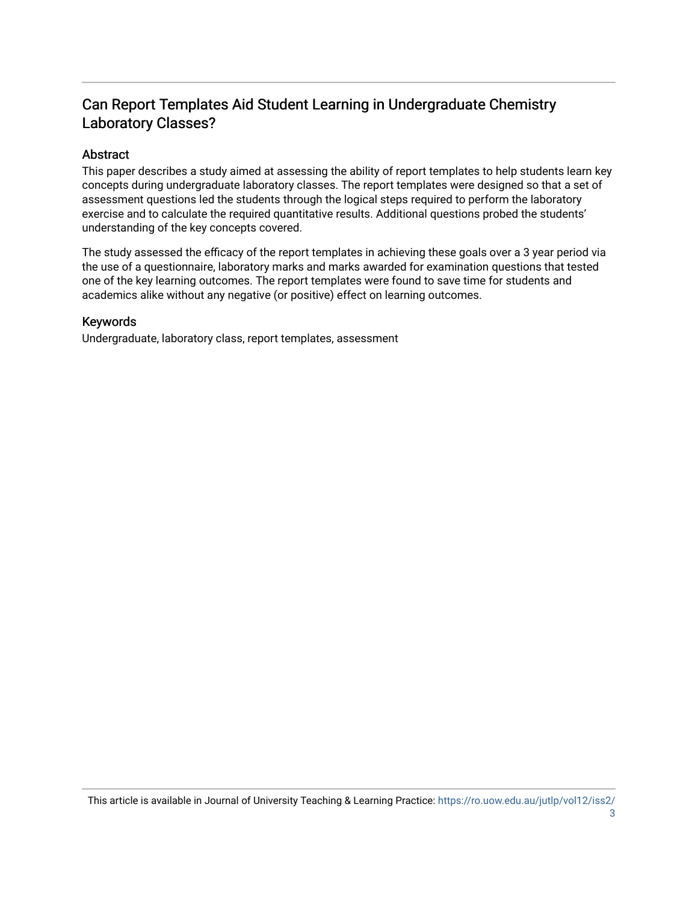# Can Report Templates Aid Student Learning in Undergraduate Chemistry Laboratory Classes?

## Abstract

This paper describes a study aimed at assessing the ability of report templates to help students learn key concepts during undergraduate laboratory classes. The report templates were designed so that a set of assessment questions led the students through the logical steps required to perform the laboratory exercise and to calculate the required quantitative results. Additional questions probed the students' understanding of the key concepts covered.

The study assessed the efficacy of the report templates in achieving these goals over a 3 year period via the use of a questionnaire, laboratory marks and marks awarded for examination questions that tested one of the key learning outcomes. The report templates were found to save time for students and academics alike without any negative (or positive) effect on learning outcomes.

## Keywords

Undergraduate, laboratory class, report templates, assessment

This article is available in Journal of University Teaching & Learning Practice: https://ro.uow.edu.au/jutlp/vol12/iss2/3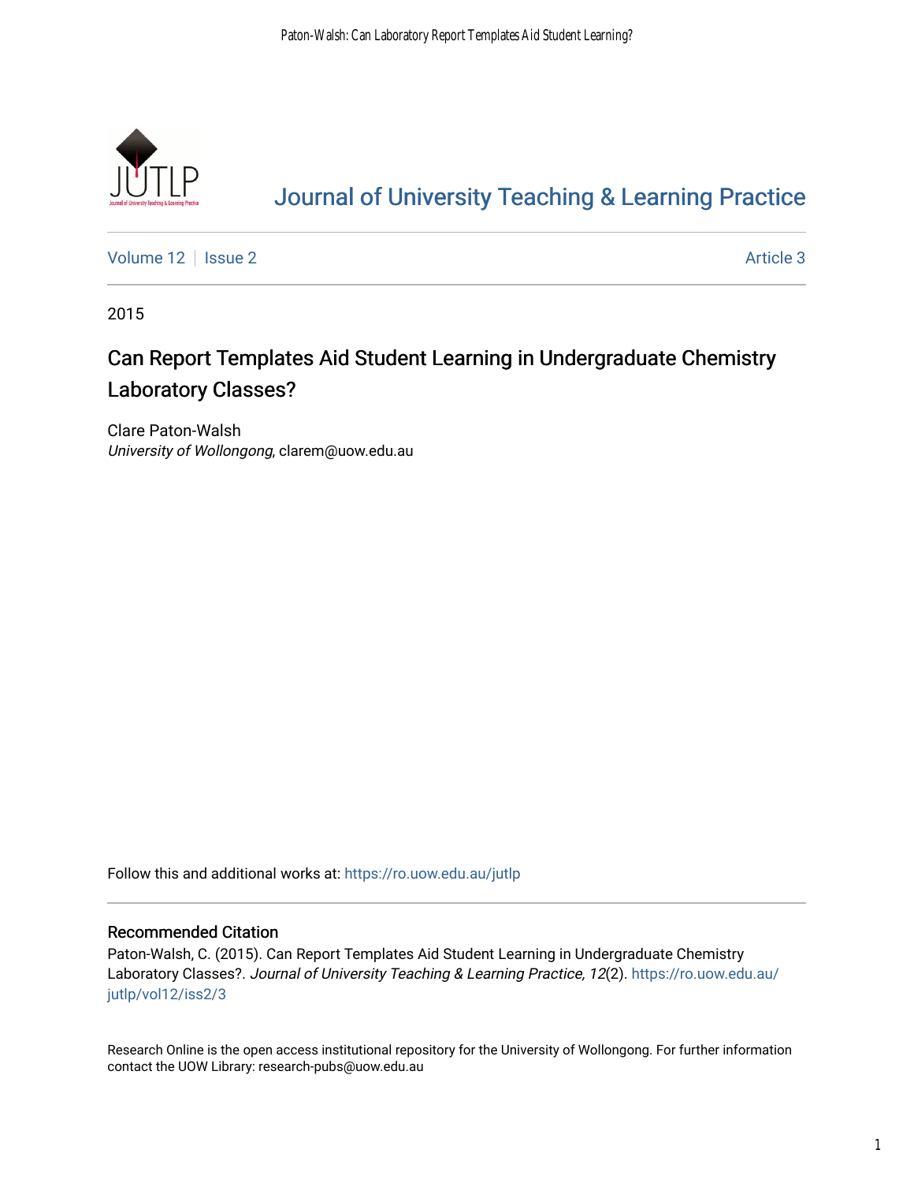Journal of University Teaching & Learning Practice

Volume 12 | Issue 2 | Article 3

2015

# Can Report Templates Aid Student Learning in Undergraduate Chemistry Laboratory Classes?

Clare Paton-Walsh
*University of Wollongong*, clarem@uow.edu.au

Follow this and additional works at: https://ro.uow.edu.au/jutlp

## Recommended Citation

Paton-Walsh, C. (2015). Can Report Templates Aid Student Learning in Undergraduate Chemistry Laboratory Classes?. *Journal of University Teaching & Learning Practice, 12*(2). https://ro.uow.edu.au/jutlp/vol12/iss2/3

Research Online is the open access institutional repository for the University of Wollongong. For further information contact the UOW Library: research-pubs@uow.edu.au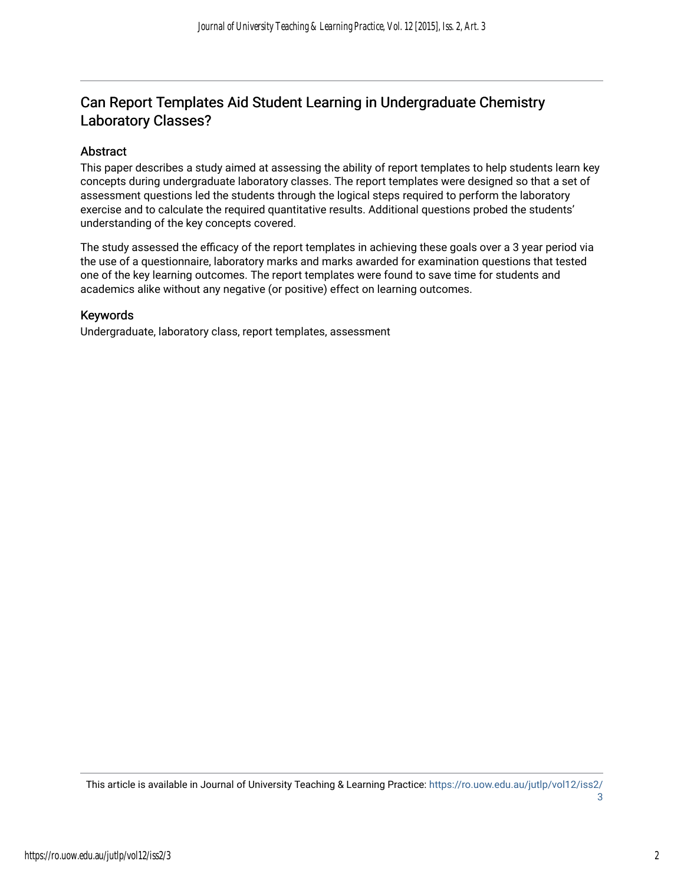## Can Report Templates Aid Student Learning in Undergraduate Chemistry Laboratory Classes?

### Abstract

This paper describes a study aimed at assessing the ability of report templates to help students learn key concepts during undergraduate laboratory classes. The report templates were designed so that a set of assessment questions led the students through the logical steps required to perform the laboratory exercise and to calculate the required quantitative results. Additional questions probed the students' understanding of the key concepts covered.

The study assessed the efficacy of the report templates in achieving these goals over a 3 year period via the use of a questionnaire, laboratory marks and marks awarded for examination questions that tested one of the key learning outcomes. The report templates were found to save time for students and academics alike without any negative (or positive) effect on learning outcomes.

### Keywords

Undergraduate, laboratory class, report templates, assessment

This article is available in Journal of University Teaching & Learning Practice: https://ro.uow.edu.au/jutlp/vol12/iss2/3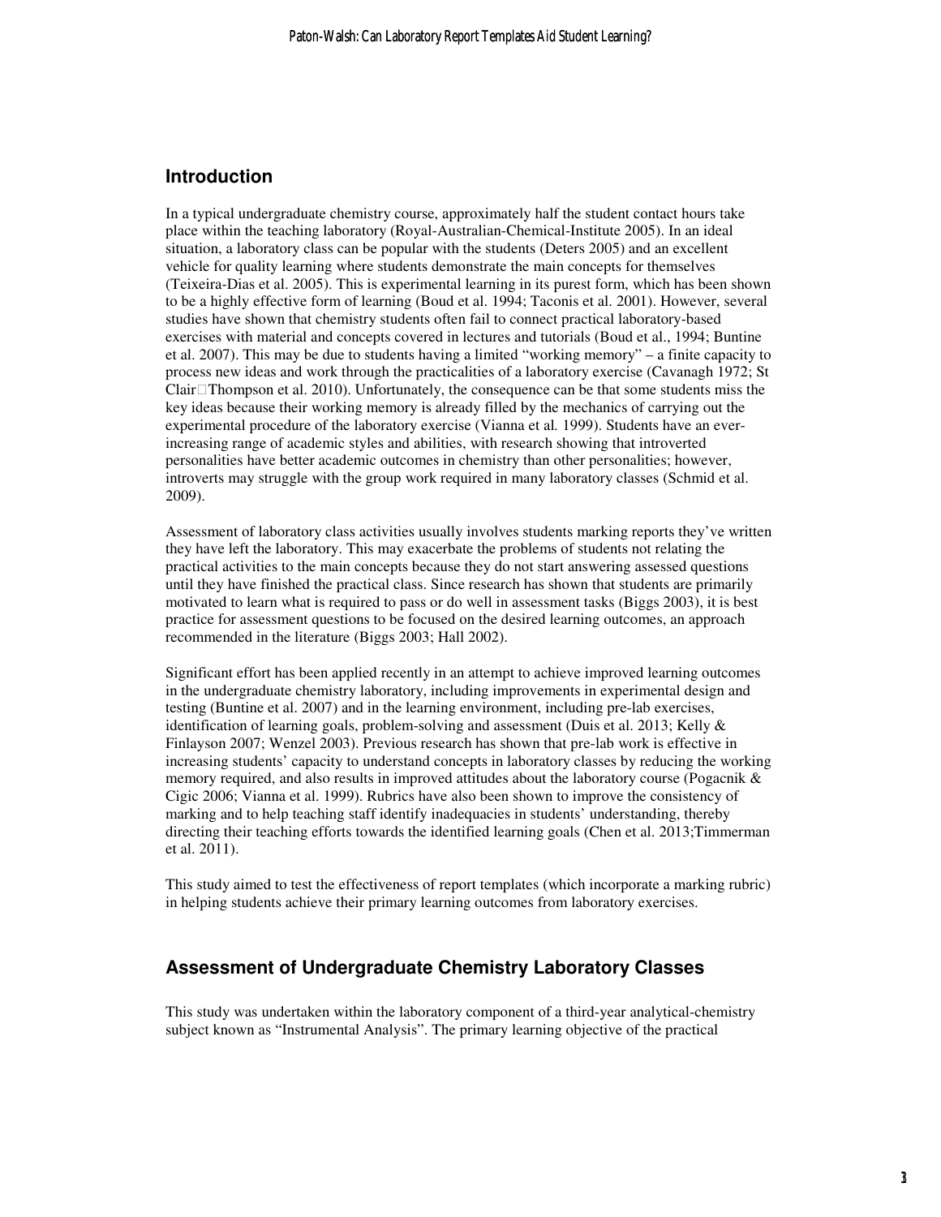## Introduction

In a typical undergraduate chemistry course, approximately half the student contact hours take place within the teaching laboratory (Royal-Australian-Chemical-Institute 2005). In an ideal situation, a laboratory class can be popular with the students (Deters 2005) and an excellent vehicle for quality learning where students demonstrate the main concepts for themselves (Teixeira-Dias et al. 2005). This is experimental learning in its purest form, which has been shown to be a highly effective form of learning (Boud et al. 1994; Taconis et al. 2001). However, several studies have shown that chemistry students often fail to connect practical laboratory-based exercises with material and concepts covered in lectures and tutorials (Boud et al., 1994; Buntine et al. 2007). This may be due to students having a limited "working memory" – a finite capacity to process new ideas and work through the practicalities of a laboratory exercise (Cavanagh 1972; St Clair□Thompson et al. 2010). Unfortunately, the consequence can be that some students miss the key ideas because their working memory is already filled by the mechanics of carrying out the experimental procedure of the laboratory exercise (Vianna et al. 1999). Students have an ever-increasing range of academic styles and abilities, with research showing that introverted personalities have better academic outcomes in chemistry than other personalities; however, introverts may struggle with the group work required in many laboratory classes (Schmid et al. 2009).

Assessment of laboratory class activities usually involves students marking reports they've written they have left the laboratory. This may exacerbate the problems of students not relating the practical activities to the main concepts because they do not start answering assessed questions until they have finished the practical class. Since research has shown that students are primarily motivated to learn what is required to pass or do well in assessment tasks (Biggs 2003), it is best practice for assessment questions to be focused on the desired learning outcomes, an approach recommended in the literature (Biggs 2003; Hall 2002).

Significant effort has been applied recently in an attempt to achieve improved learning outcomes in the undergraduate chemistry laboratory, including improvements in experimental design and testing (Buntine et al. 2007) and in the learning environment, including pre-lab exercises, identification of learning goals, problem-solving and assessment (Duis et al. 2013; Kelly & Finlayson 2007; Wenzel 2003). Previous research has shown that pre-lab work is effective in increasing students' capacity to understand concepts in laboratory classes by reducing the working memory required, and also results in improved attitudes about the laboratory course (Pogacnik & Cigic 2006; Vianna et al. 1999). Rubrics have also been shown to improve the consistency of marking and to help teaching staff identify inadequacies in students' understanding, thereby directing their teaching efforts towards the identified learning goals (Chen et al. 2013;Timmerman et al. 2011).

This study aimed to test the effectiveness of report templates (which incorporate a marking rubric) in helping students achieve their primary learning outcomes from laboratory exercises.

## Assessment of Undergraduate Chemistry Laboratory Classes

This study was undertaken within the laboratory component of a third-year analytical-chemistry subject known as "Instrumental Analysis". The primary learning objective of the practical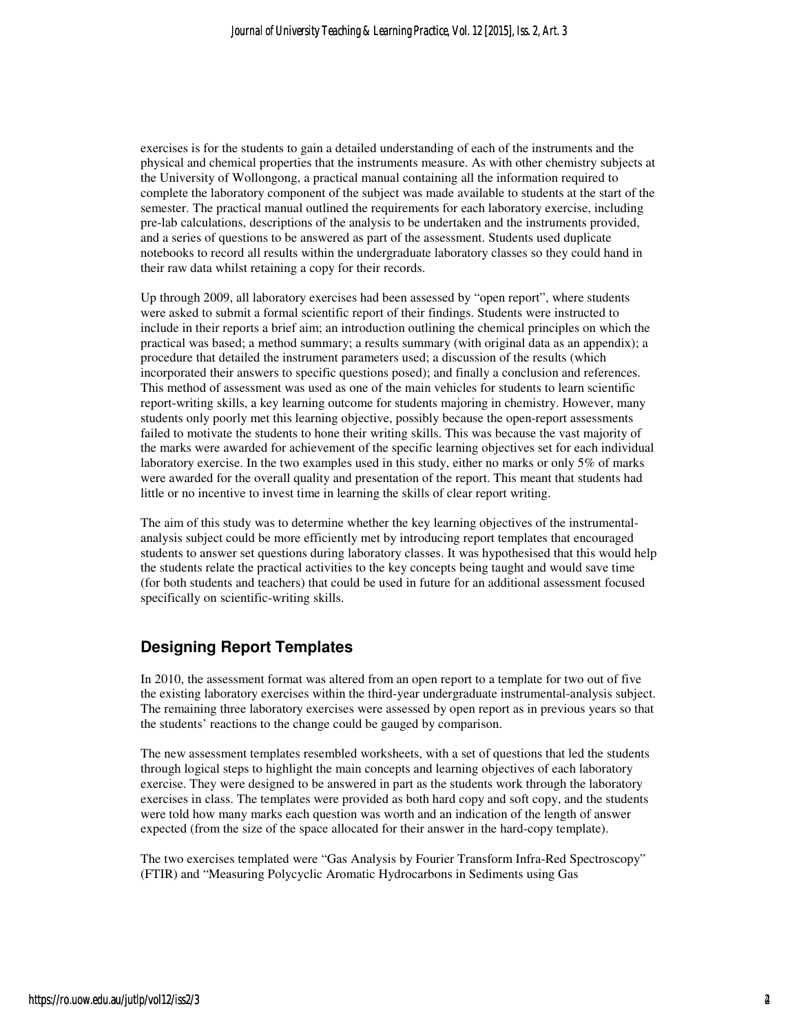exercises is for the students to gain a detailed understanding of each of the instruments and the physical and chemical properties that the instruments measure. As with other chemistry subjects at the University of Wollongong, a practical manual containing all the information required to complete the laboratory component of the subject was made available to students at the start of the semester. The practical manual outlined the requirements for each laboratory exercise, including pre-lab calculations, descriptions of the analysis to be undertaken and the instruments provided, and a series of questions to be answered as part of the assessment. Students used duplicate notebooks to record all results within the undergraduate laboratory classes so they could hand in their raw data whilst retaining a copy for their records.

Up through 2009, all laboratory exercises had been assessed by "open report", where students were asked to submit a formal scientific report of their findings. Students were instructed to include in their reports a brief aim; an introduction outlining the chemical principles on which the practical was based; a method summary; a results summary (with original data as an appendix); a procedure that detailed the instrument parameters used; a discussion of the results (which incorporated their answers to specific questions posed); and finally a conclusion and references. This method of assessment was used as one of the main vehicles for students to learn scientific report-writing skills, a key learning outcome for students majoring in chemistry. However, many students only poorly met this learning objective, possibly because the open-report assessments failed to motivate the students to hone their writing skills. This was because the vast majority of the marks were awarded for achievement of the specific learning objectives set for each individual laboratory exercise. In the two examples used in this study, either no marks or only 5% of marks were awarded for the overall quality and presentation of the report. This meant that students had little or no incentive to invest time in learning the skills of clear report writing.

The aim of this study was to determine whether the key learning objectives of the instrumental-analysis subject could be more efficiently met by introducing report templates that encouraged students to answer set questions during laboratory classes. It was hypothesised that this would help the students relate the practical activities to the key concepts being taught and would save time (for both students and teachers) that could be used in future for an additional assessment focused specifically on scientific-writing skills.

## Designing Report Templates

In 2010, the assessment format was altered from an open report to a template for two out of five the existing laboratory exercises within the third-year undergraduate instrumental-analysis subject. The remaining three laboratory exercises were assessed by open report as in previous years so that the students' reactions to the change could be gauged by comparison.

The new assessment templates resembled worksheets, with a set of questions that led the students through logical steps to highlight the main concepts and learning objectives of each laboratory exercise. They were designed to be answered in part as the students work through the laboratory exercises in class. The templates were provided as both hard copy and soft copy, and the students were told how many marks each question was worth and an indication of the length of answer expected (from the size of the space allocated for their answer in the hard-copy template).

The two exercises templated were "Gas Analysis by Fourier Transform Infra-Red Spectroscopy" (FTIR) and "Measuring Polycyclic Aromatic Hydrocarbons in Sediments using Gas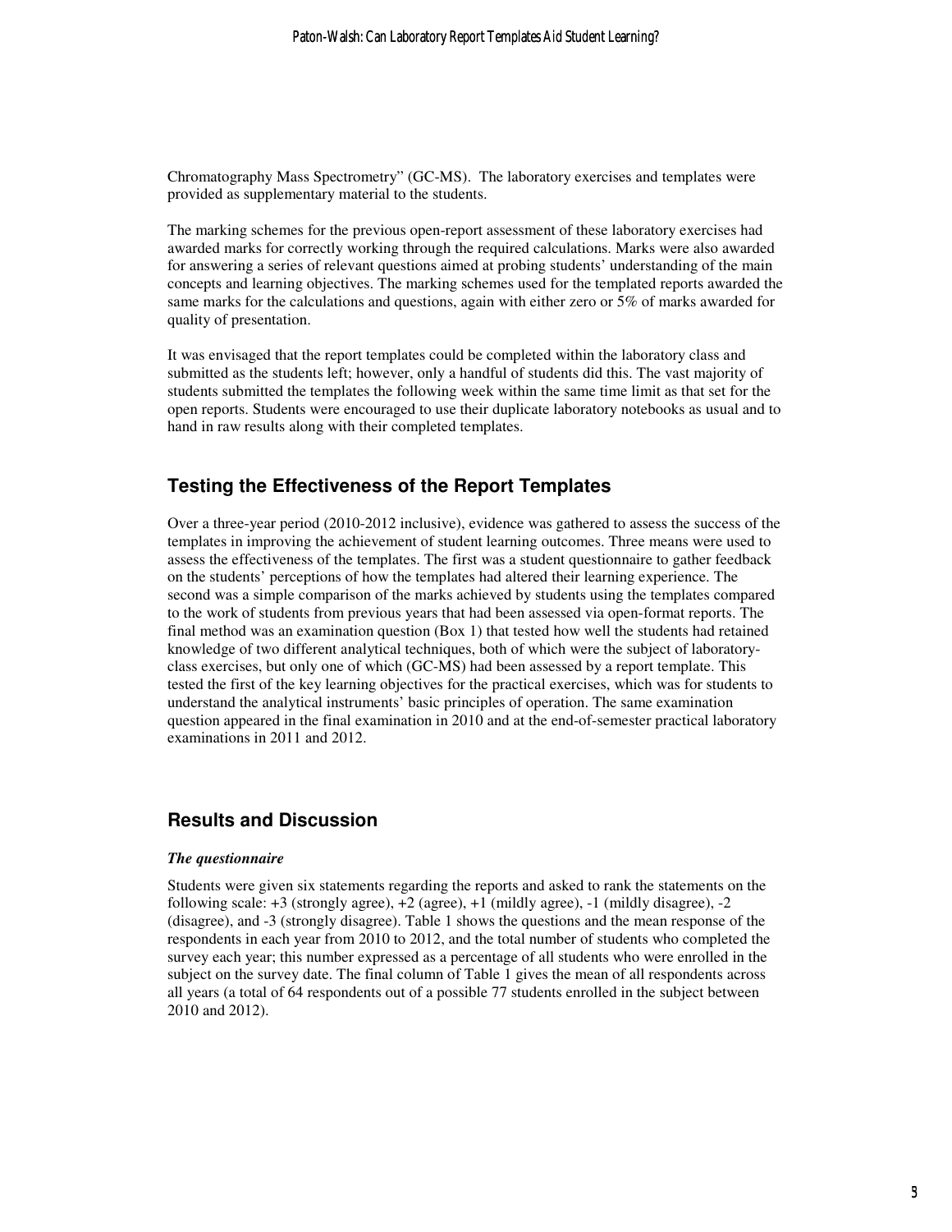Chromatography Mass Spectrometry" (GC-MS). The laboratory exercises and templates were provided as supplementary material to the students.

The marking schemes for the previous open-report assessment of these laboratory exercises had awarded marks for correctly working through the required calculations. Marks were also awarded for answering a series of relevant questions aimed at probing students' understanding of the main concepts and learning objectives. The marking schemes used for the templated reports awarded the same marks for the calculations and questions, again with either zero or 5% of marks awarded for quality of presentation.

It was envisaged that the report templates could be completed within the laboratory class and submitted as the students left; however, only a handful of students did this. The vast majority of students submitted the templates the following week within the same time limit as that set for the open reports. Students were encouraged to use their duplicate laboratory notebooks as usual and to hand in raw results along with their completed templates.

## Testing the Effectiveness of the Report Templates

Over a three-year period (2010-2012 inclusive), evidence was gathered to assess the success of the templates in improving the achievement of student learning outcomes. Three means were used to assess the effectiveness of the templates. The first was a student questionnaire to gather feedback on the students' perceptions of how the templates had altered their learning experience. The second was a simple comparison of the marks achieved by students using the templates compared to the work of students from previous years that had been assessed via open-format reports. The final method was an examination question (Box 1) that tested how well the students had retained knowledge of two different analytical techniques, both of which were the subject of laboratory-class exercises, but only one of which (GC-MS) had been assessed by a report template. This tested the first of the key learning objectives for the practical exercises, which was for students to understand the analytical instruments' basic principles of operation. The same examination question appeared in the final examination in 2010 and at the end-of-semester practical laboratory examinations in 2011 and 2012.

## Results and Discussion

### *The questionnaire*

Students were given six statements regarding the reports and asked to rank the statements on the following scale: +3 (strongly agree), +2 (agree), +1 (mildly agree), -1 (mildly disagree), -2 (disagree), and -3 (strongly disagree). Table 1 shows the questions and the mean response of the respondents in each year from 2010 to 2012, and the total number of students who completed the survey each year; this number expressed as a percentage of all students who were enrolled in the subject on the survey date. The final column of Table 1 gives the mean of all respondents across all years (a total of 64 respondents out of a possible 77 students enrolled in the subject between 2010 and 2012).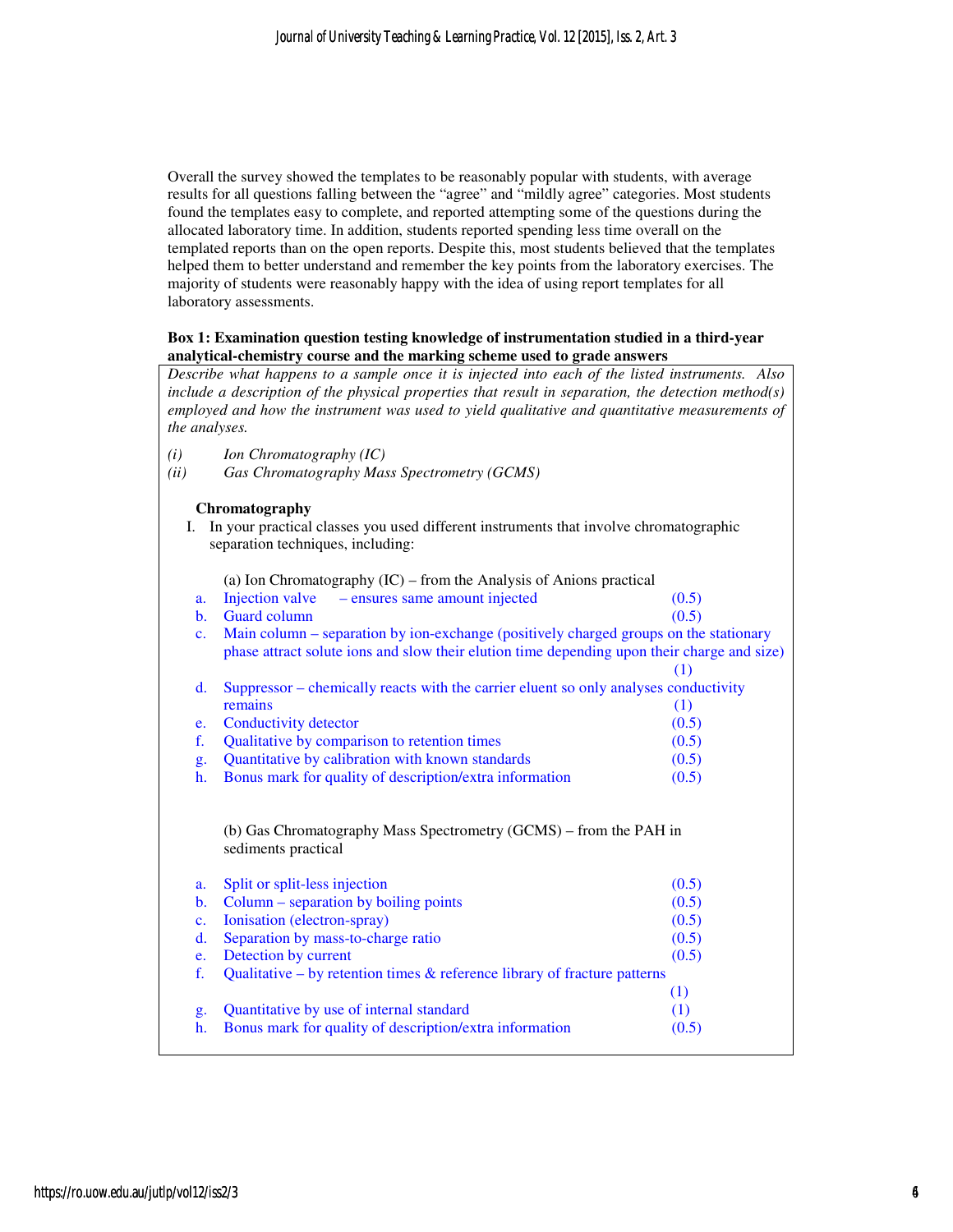Overall the survey showed the templates to be reasonably popular with students, with average results for all questions falling between the "agree" and "mildly agree" categories. Most students found the templates easy to complete, and reported attempting some of the questions during the allocated laboratory time. In addition, students reported spending less time overall on the templated reports than on the open reports. Despite this, most students believed that the templates helped them to better understand and remember the key points from the laboratory exercises. The majority of students were reasonably happy with the idea of using report templates for all laboratory assessments.

**Box 1: Examination question testing knowledge of instrumentation studied in a third-year analytical-chemistry course and the marking scheme used to grade answers**

*Describe what happens to a sample once it is injected into each of the listed instruments. Also include a description of the physical properties that result in separation, the detection method(s) employed and how the instrument was used to yield qualitative and quantitative measurements of the analyses.*

*(i) Ion Chromatography (IC)*
*(ii) Gas Chromatography Mass Spectrometry (GCMS)*

**Chromatography**

I. In your practical classes you used different instruments that involve chromatographic separation techniques, including:

(a) Ion Chromatography (IC) – from the Analysis of Anions practical

a. Injection valve – ensures same amount injected (0.5)
b. Guard column (0.5)
c. Main column – separation by ion-exchange (positively charged groups on the stationary phase attract solute ions and slow their elution time depending upon their charge and size) (1)
d. Suppressor – chemically reacts with the carrier eluent so only analyses conductivity remains (1)
e. Conductivity detector (0.5)
f. Qualitative by comparison to retention times (0.5)
g. Quantitative by calibration with known standards (0.5)
h. Bonus mark for quality of description/extra information (0.5)

(b) Gas Chromatography Mass Spectrometry (GCMS) – from the PAH in sediments practical

a. Split or split-less injection (0.5)
b. Column – separation by boiling points (0.5)
c. Ionisation (electron-spray) (0.5)
d. Separation by mass-to-charge ratio (0.5)
e. Detection by current (0.5)
f. Qualitative – by retention times & reference library of fracture patterns (1)
g. Quantitative by use of internal standard (1)
h. Bonus mark for quality of description/extra information (0.5)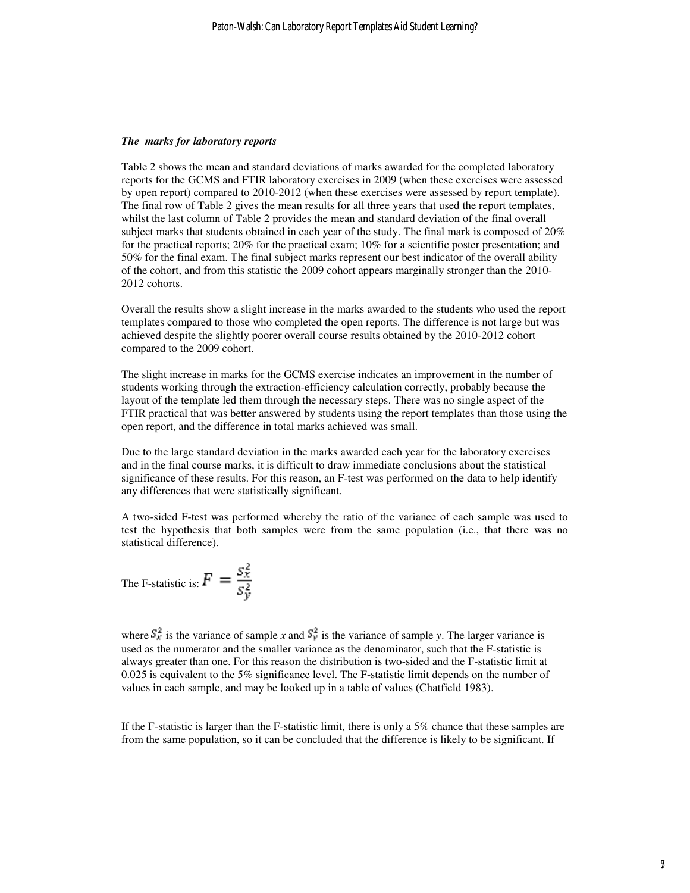### *The marks for laboratory reports*

Table 2 shows the mean and standard deviations of marks awarded for the completed laboratory reports for the GCMS and FTIR laboratory exercises in 2009 (when these exercises were assessed by open report) compared to 2010-2012 (when these exercises were assessed by report template). The final row of Table 2 gives the mean results for all three years that used the report templates, whilst the last column of Table 2 provides the mean and standard deviation of the final overall subject marks that students obtained in each year of the study. The final mark is composed of 20% for the practical reports; 20% for the practical exam; 10% for a scientific poster presentation; and 50% for the final exam. The final subject marks represent our best indicator of the overall ability of the cohort, and from this statistic the 2009 cohort appears marginally stronger than the 2010-2012 cohorts.

Overall the results show a slight increase in the marks awarded to the students who used the report templates compared to those who completed the open reports. The difference is not large but was achieved despite the slightly poorer overall course results obtained by the 2010-2012 cohort compared to the 2009 cohort.

The slight increase in marks for the GCMS exercise indicates an improvement in the number of students working through the extraction-efficiency calculation correctly, probably because the layout of the template led them through the necessary steps. There was no single aspect of the FTIR practical that was better answered by students using the report templates than those using the open report, and the difference in total marks achieved was small.

Due to the large standard deviation in the marks awarded each year for the laboratory exercises and in the final course marks, it is difficult to draw immediate conclusions about the statistical significance of these results. For this reason, an F-test was performed on the data to help identify any differences that were statistically significant.

A two-sided F-test was performed whereby the ratio of the variance of each sample was used to test the hypothesis that both samples were from the same population (i.e., that there was no statistical difference).

The F-statistic is: $F = \frac{S_x^2}{S_y^2}$

where $S_x^2$ is the variance of sample *x* and $S_y^2$ is the variance of sample *y*. The larger variance is used as the numerator and the smaller variance as the denominator, such that the F-statistic is always greater than one. For this reason the distribution is two-sided and the F-statistic limit at 0.025 is equivalent to the 5% significance level. The F-statistic limit depends on the number of values in each sample, and may be looked up in a table of values (Chatfield 1983).

If the F-statistic is larger than the F-statistic limit, there is only a 5% chance that these samples are from the same population, so it can be concluded that the difference is likely to be significant. If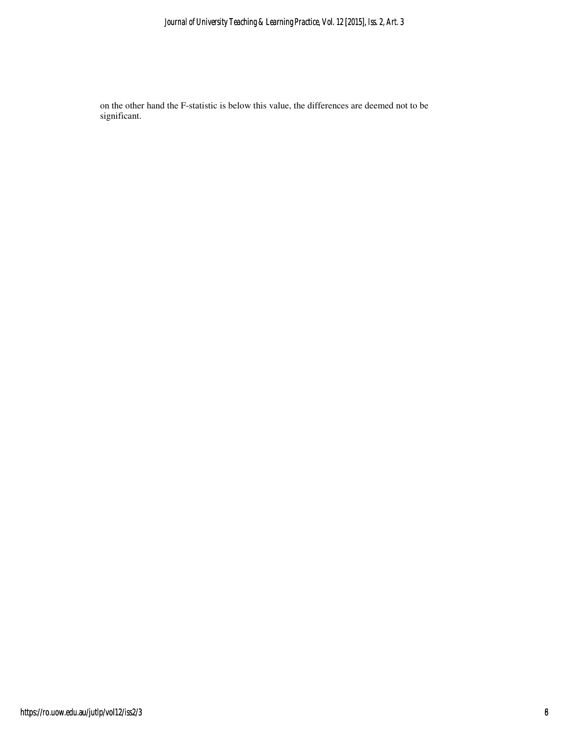on the other hand the F-statistic is below this value, the differences are deemed not to be significant.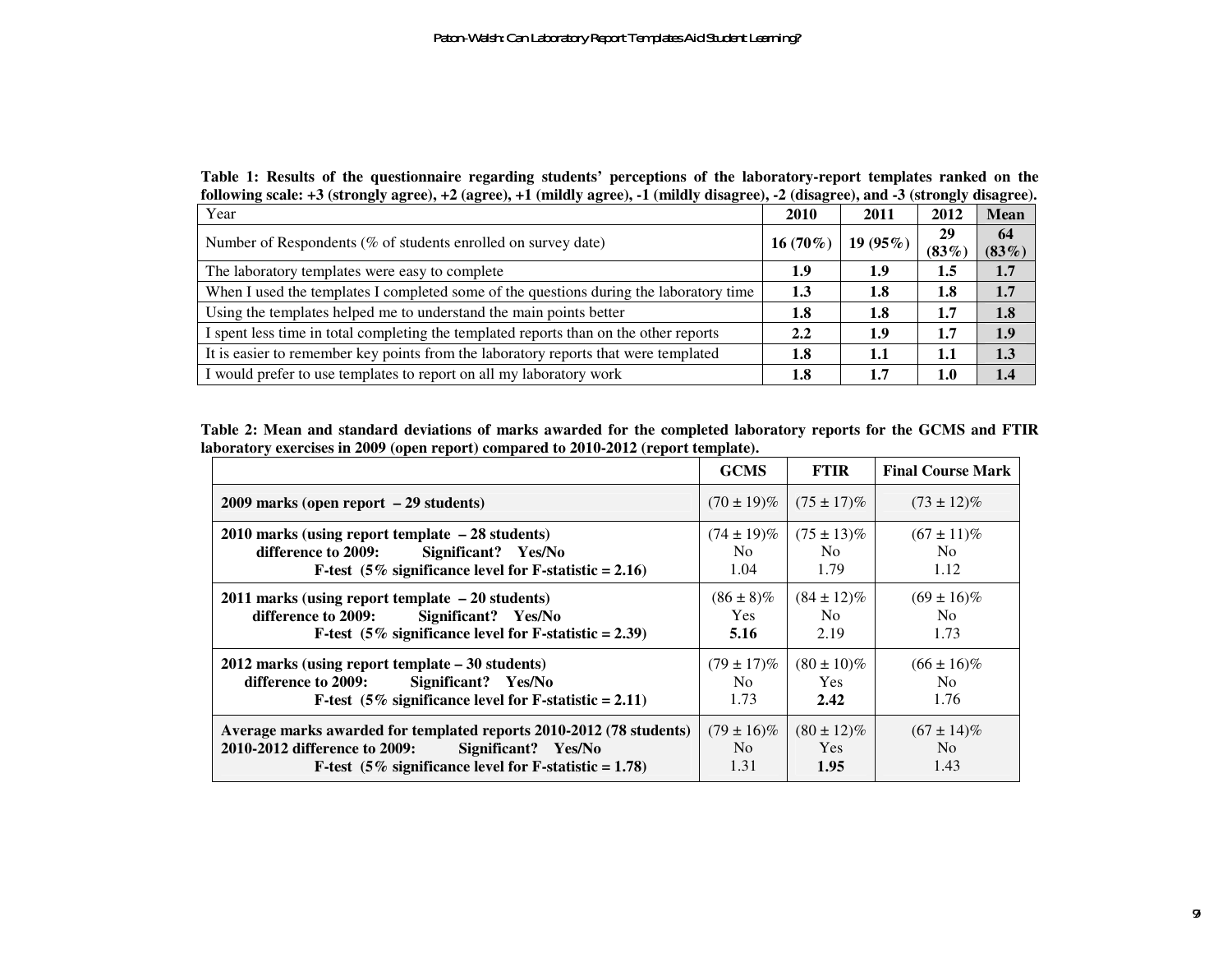**Table 1: Results of the questionnaire regarding students' perceptions of the laboratory-report templates ranked on the following scale: +3 (strongly agree), +2 (agree), +1 (mildly agree), -1 (mildly disagree), -2 (disagree), and -3 (strongly disagree).**

| Year | 2010 | 2011 | 2012 | Mean |
|---|---|---|---|---|
| Number of Respondents (% of students enrolled on survey date) | 16 (70%) | 19 (95%) | 29 (83%) | 64 (83%) |
| The laboratory templates were easy to complete | 1.9 | 1.9 | 1.5 | 1.7 |
| When I used the templates I completed some of the questions during the laboratory time | 1.3 | 1.8 | 1.8 | 1.7 |
| Using the templates helped me to understand the main points better | 1.8 | 1.8 | 1.7 | 1.8 |
| I spent less time in total completing the templated reports than on the other reports | 2.2 | 1.9 | 1.7 | 1.9 |
| It is easier to remember key points from the laboratory reports that were templated | 1.8 | 1.1 | 1.1 | 1.3 |
| I would prefer to use templates to report on all my laboratory work | 1.8 | 1.7 | 1.0 | 1.4 |

**Table 2: Mean and standard deviations of marks awarded for the completed laboratory reports for the GCMS and FTIR laboratory exercises in 2009 (open report) compared to 2010-2012 (report template).**

| | GCMS | FTIR | Final Course Mark |
|---|---|---|---|
| **2009 marks (open report – 29 students)** | (70 ± 19)% | (75 ± 17)% | (73 ± 12)% |
| **2010 marks (using report template – 28 students)** | (74 ± 19)% | (75 ± 13)% | (67 ± 11)% |
| **difference to 2009: Significant? Yes/No** | No | No | No |
| **F-test (5% significance level for F-statistic = 2.16)** | 1.04 | 1.79 | 1.12 |
| **2011 marks (using report template – 20 students)** | (86 ± 8)% | (84 ± 12)% | (69 ± 16)% |
| **difference to 2009: Significant? Yes/No** | Yes | No | No |
| **F-test (5% significance level for F-statistic = 2.39)** | **5.16** | 2.19 | 1.73 |
| **2012 marks (using report template – 30 students)** | (79 ± 17)% | (80 ± 10)% | (66 ± 16)% |
| **difference to 2009: Significant? Yes/No** | No | Yes | No |
| **F-test (5% significance level for F-statistic = 2.11)** | 1.73 | **2.42** | 1.76 |
| **Average marks awarded for templated reports 2010-2012 (78 students)** | (79 ± 16)% | (80 ± 12)% | (67 ± 14)% |
| **2010-2012 difference to 2009: Significant? Yes/No** | No | Yes | No |
| **F-test (5% significance level for F-statistic = 1.78)** | 1.31 | **1.95** | 1.43 |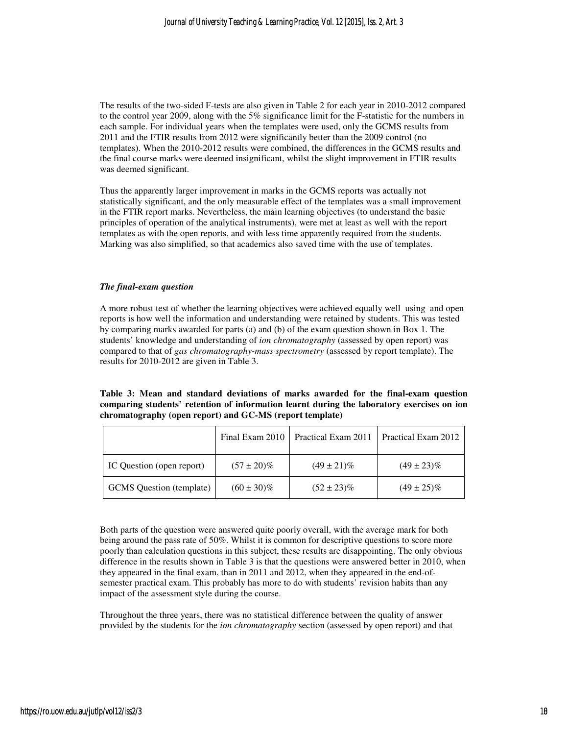The results of the two-sided F-tests are also given in Table 2 for each year in 2010-2012 compared to the control year 2009, along with the 5% significance limit for the F-statistic for the numbers in each sample. For individual years when the templates were used, only the GCMS results from 2011 and the FTIR results from 2012 were significantly better than the 2009 control (no templates). When the 2010-2012 results were combined, the differences in the GCMS results and the final course marks were deemed insignificant, whilst the slight improvement in FTIR results was deemed significant.

Thus the apparently larger improvement in marks in the GCMS reports was actually not statistically significant, and the only measurable effect of the templates was a small improvement in the FTIR report marks. Nevertheless, the main learning objectives (to understand the basic principles of operation of the analytical instruments), were met at least as well with the report templates as with the open reports, and with less time apparently required from the students. Marking was also simplified, so that academics also saved time with the use of templates.

### *The final-exam question*

A more robust test of whether the learning objectives were achieved equally well using and open reports is how well the information and understanding were retained by students. This was tested by comparing marks awarded for parts (a) and (b) of the exam question shown in Box 1. The students' knowledge and understanding of *ion chromatography* (assessed by open report) was compared to that of *gas chromatography-mass spectrometry* (assessed by report template). The results for 2010-2012 are given in Table 3.

**Table 3: Mean and standard deviations of marks awarded for the final-exam question comparing students' retention of information learnt during the laboratory exercises on ion chromatography (open report) and GC-MS (report template)**

| | Final Exam 2010 | Practical Exam 2011 | Practical Exam 2012 |
|---|---|---|---|
| IC Question (open report) | $(57 \pm 20)\%$ | $(49 \pm 21)\%$ | $(49 \pm 23)\%$ |
| GCMS Question (template) | $(60 \pm 30)\%$ | $(52 \pm 23)\%$ | $(49 \pm 25)\%$ |

Both parts of the question were answered quite poorly overall, with the average mark for both being around the pass rate of 50%. Whilst it is common for descriptive questions to score more poorly than calculation questions in this subject, these results are disappointing. The only obvious difference in the results shown in Table 3 is that the questions were answered better in 2010, when they appeared in the final exam, than in 2011 and 2012, when they appeared in the end-of-semester practical exam. This probably has more to do with students' revision habits than any impact of the assessment style during the course.

Throughout the three years, there was no statistical difference between the quality of answer provided by the students for the *ion chromatography* section (assessed by open report) and that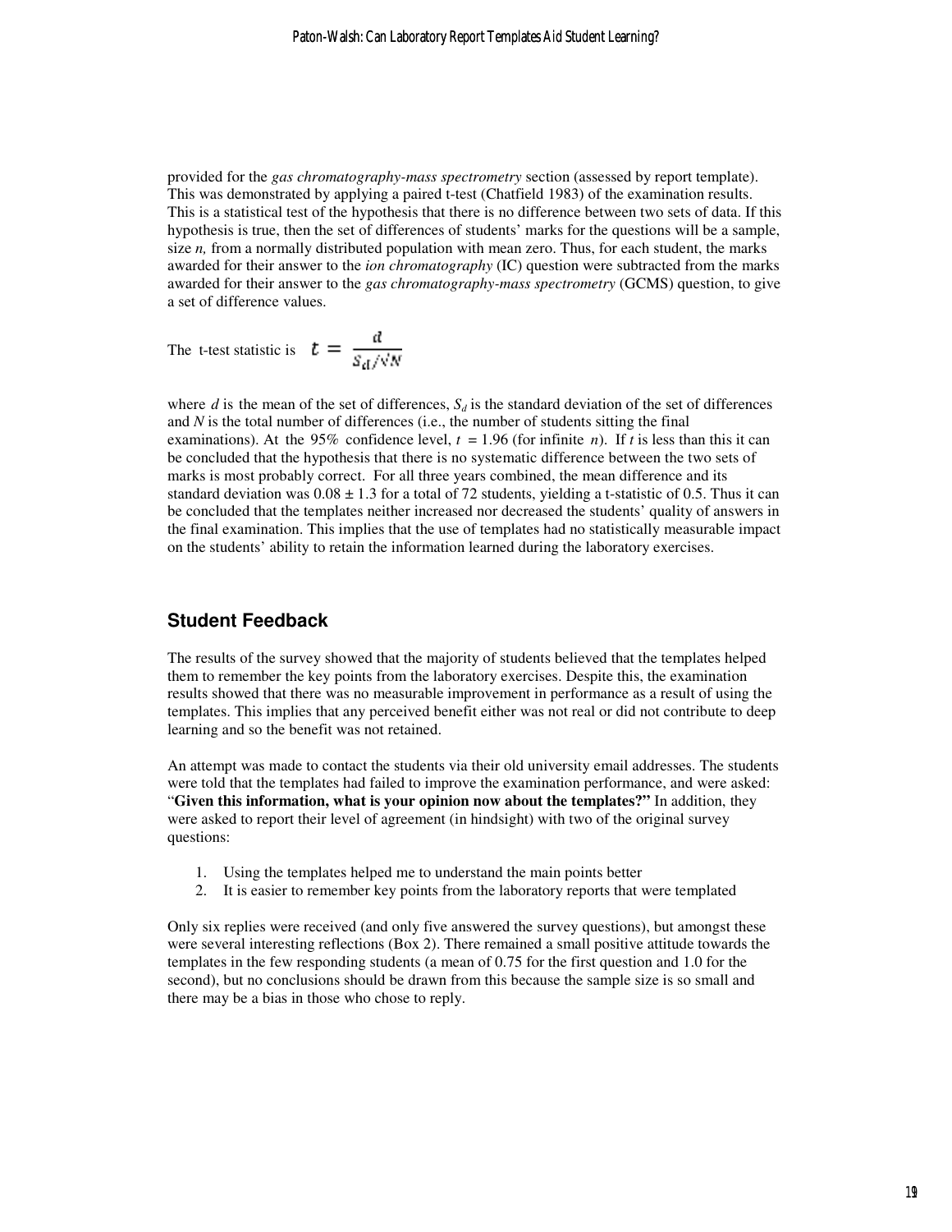provided for the *gas chromatography-mass spectrometry* section (assessed by report template). This was demonstrated by applying a paired t-test (Chatfield 1983) of the examination results. This is a statistical test of the hypothesis that there is no difference between two sets of data. If this hypothesis is true, then the set of differences of students' marks for the questions will be a sample, size *n,* from a normally distributed population with mean zero. Thus, for each student, the marks awarded for their answer to the *ion chromatography* (IC) question were subtracted from the marks awarded for their answer to the *gas chromatography-mass spectrometry* (GCMS) question, to give a set of difference values.

The t-test statistic is $t = \frac{d}{S_d/\sqrt{N}}$

where $d$ is the mean of the set of differences, $S_d$ is the standard deviation of the set of differences and $N$ is the total number of differences (i.e., the number of students sitting the final examinations). At the 95% confidence level, $t = 1.96$ (for infinite $n$). If $t$ is less than this it can be concluded that the hypothesis that there is no systematic difference between the two sets of marks is most probably correct. For all three years combined, the mean difference and its standard deviation was $0.08 \pm 1.3$ for a total of 72 students, yielding a t-statistic of 0.5. Thus it can be concluded that the templates neither increased nor decreased the students' quality of answers in the final examination. This implies that the use of templates had no statistically measurable impact on the students' ability to retain the information learned during the laboratory exercises.

## Student Feedback

The results of the survey showed that the majority of students believed that the templates helped them to remember the key points from the laboratory exercises. Despite this, the examination results showed that there was no measurable improvement in performance as a result of using the templates. This implies that any perceived benefit either was not real or did not contribute to deep learning and so the benefit was not retained.

An attempt was made to contact the students via their old university email addresses. The students were told that the templates had failed to improve the examination performance, and were asked: "**Given this information, what is your opinion now about the templates?"** In addition, they were asked to report their level of agreement (in hindsight) with two of the original survey questions:

1. Using the templates helped me to understand the main points better
2. It is easier to remember key points from the laboratory reports that were templated

Only six replies were received (and only five answered the survey questions), but amongst these were several interesting reflections (Box 2). There remained a small positive attitude towards the templates in the few responding students (a mean of 0.75 for the first question and 1.0 for the second), but no conclusions should be drawn from this because the sample size is so small and there may be a bias in those who chose to reply.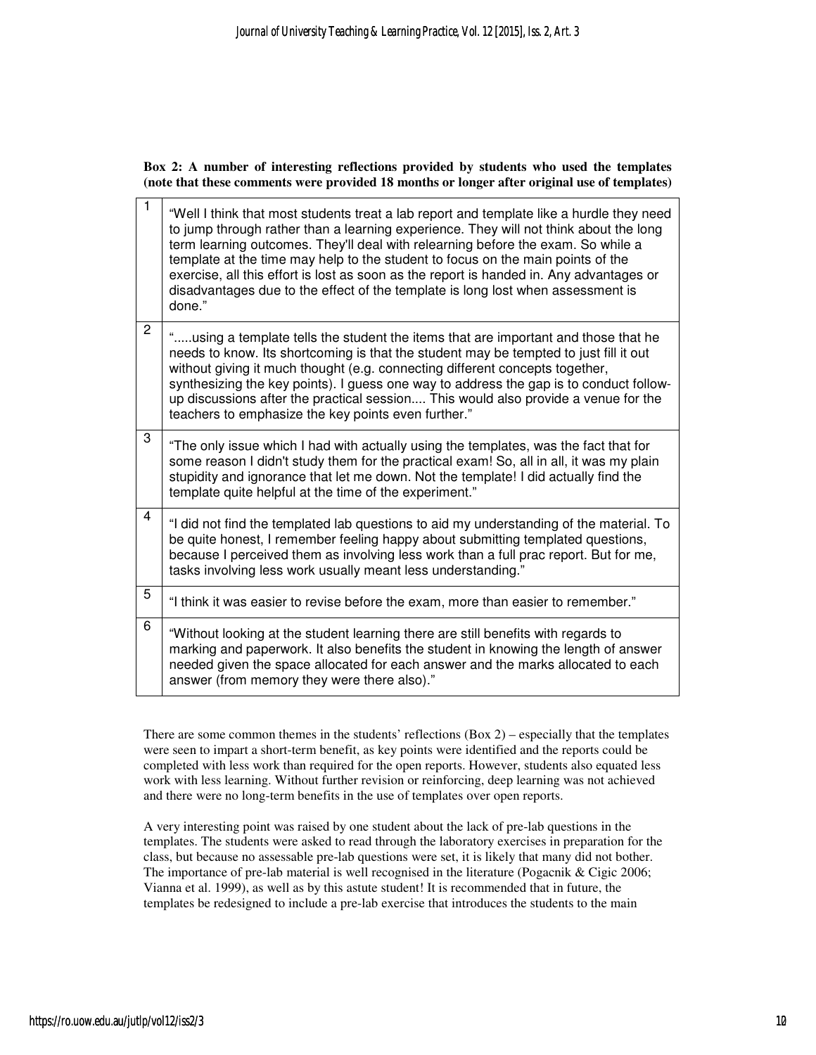**Box 2: A number of interesting reflections provided by students who used the templates (note that these comments were provided 18 months or longer after original use of templates)**

| | |
|---|---|
| 1 | "Well I think that most students treat a lab report and template like a hurdle they need to jump through rather than a learning experience. They will not think about the long term learning outcomes. They'll deal with relearning before the exam. So while a template at the time may help to the student to focus on the main points of the exercise, all this effort is lost as soon as the report is handed in. Any advantages or disadvantages due to the effect of the template is long lost when assessment is done." |
| 2 | ".....using a template tells the student the items that are important and those that he needs to know. Its shortcoming is that the student may be tempted to just fill it out without giving it much thought (e.g. connecting different concepts together, synthesizing the key points). I guess one way to address the gap is to conduct follow-up discussions after the practical session.... This would also provide a venue for the teachers to emphasize the key points even further." |
| 3 | "The only issue which I had with actually using the templates, was the fact that for some reason I didn't study them for the practical exam! So, all in all, it was my plain stupidity and ignorance that let me down. Not the template! I did actually find the template quite helpful at the time of the experiment." |
| 4 | "I did not find the templated lab questions to aid my understanding of the material. To be quite honest, I remember feeling happy about submitting templated questions, because I perceived them as involving less work than a full prac report. But for me, tasks involving less work usually meant less understanding." |
| 5 | "I think it was easier to revise before the exam, more than easier to remember." |
| 6 | "Without looking at the student learning there are still benefits with regards to marking and paperwork. It also benefits the student in knowing the length of answer needed given the space allocated for each answer and the marks allocated to each answer (from memory they were there also)." |

There are some common themes in the students' reflections (Box 2) – especially that the templates were seen to impart a short-term benefit, as key points were identified and the reports could be completed with less work than required for the open reports. However, students also equated less work with less learning. Without further revision or reinforcing, deep learning was not achieved and there were no long-term benefits in the use of templates over open reports.

A very interesting point was raised by one student about the lack of pre-lab questions in the templates. The students were asked to read through the laboratory exercises in preparation for the class, but because no assessable pre-lab questions were set, it is likely that many did not bother. The importance of pre-lab material is well recognised in the literature (Pogacnik & Cigic 2006; Vianna et al. 1999), as well as by this astute student! It is recommended that in future, the templates be redesigned to include a pre-lab exercise that introduces the students to the main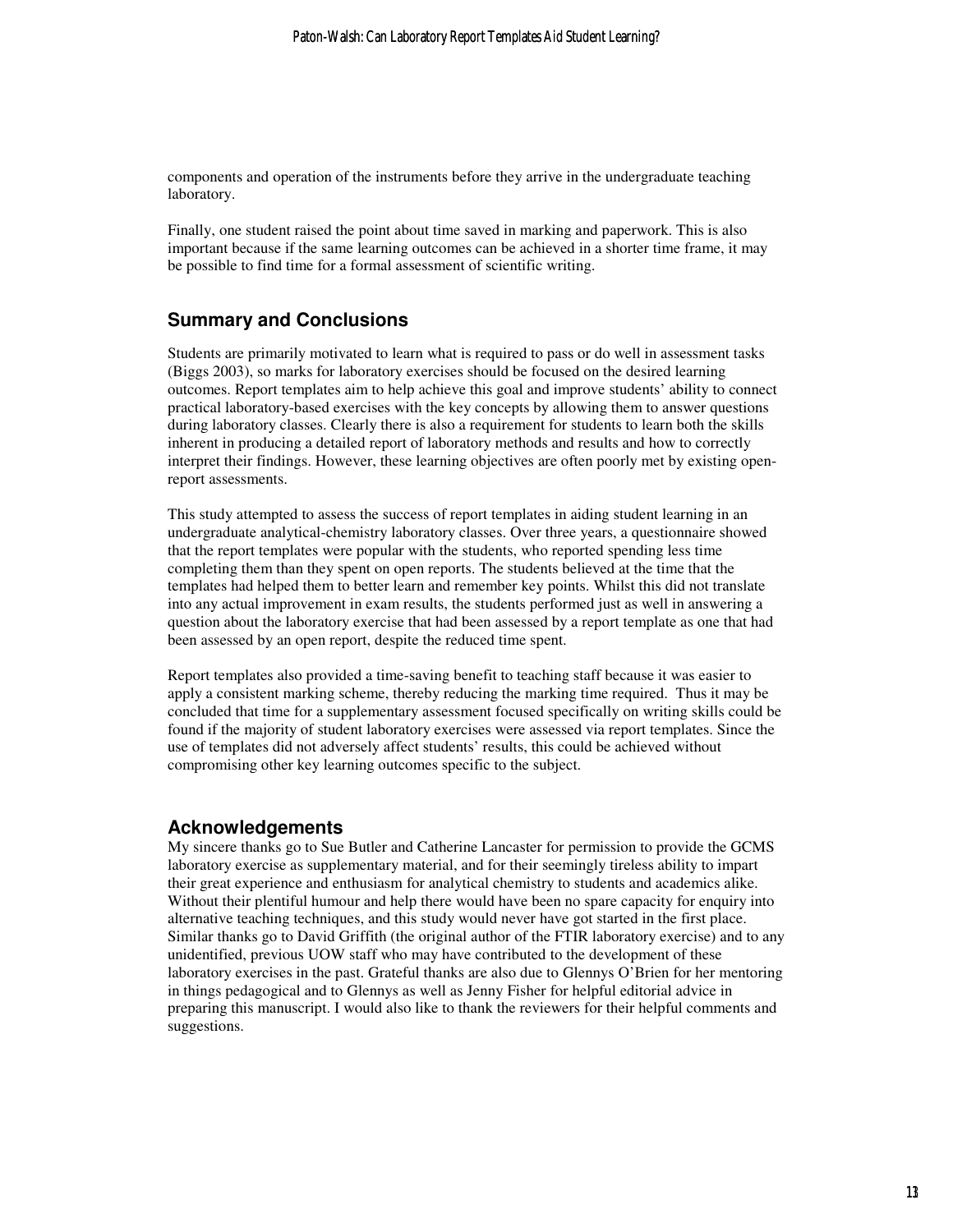components and operation of the instruments before they arrive in the undergraduate teaching laboratory.

Finally, one student raised the point about time saved in marking and paperwork. This is also important because if the same learning outcomes can be achieved in a shorter time frame, it may be possible to find time for a formal assessment of scientific writing.

## Summary and Conclusions

Students are primarily motivated to learn what is required to pass or do well in assessment tasks (Biggs 2003), so marks for laboratory exercises should be focused on the desired learning outcomes. Report templates aim to help achieve this goal and improve students' ability to connect practical laboratory-based exercises with the key concepts by allowing them to answer questions during laboratory classes. Clearly there is also a requirement for students to learn both the skills inherent in producing a detailed report of laboratory methods and results and how to correctly interpret their findings. However, these learning objectives are often poorly met by existing open-report assessments.

This study attempted to assess the success of report templates in aiding student learning in an undergraduate analytical-chemistry laboratory classes. Over three years, a questionnaire showed that the report templates were popular with the students, who reported spending less time completing them than they spent on open reports. The students believed at the time that the templates had helped them to better learn and remember key points. Whilst this did not translate into any actual improvement in exam results, the students performed just as well in answering a question about the laboratory exercise that had been assessed by a report template as one that had been assessed by an open report, despite the reduced time spent.

Report templates also provided a time-saving benefit to teaching staff because it was easier to apply a consistent marking scheme, thereby reducing the marking time required. Thus it may be concluded that time for a supplementary assessment focused specifically on writing skills could be found if the majority of student laboratory exercises were assessed via report templates. Since the use of templates did not adversely affect students' results, this could be achieved without compromising other key learning outcomes specific to the subject.

## Acknowledgements

My sincere thanks go to Sue Butler and Catherine Lancaster for permission to provide the GCMS laboratory exercise as supplementary material, and for their seemingly tireless ability to impart their great experience and enthusiasm for analytical chemistry to students and academics alike. Without their plentiful humour and help there would have been no spare capacity for enquiry into alternative teaching techniques, and this study would never have got started in the first place. Similar thanks go to David Griffith (the original author of the FTIR laboratory exercise) and to any unidentified, previous UOW staff who may have contributed to the development of these laboratory exercises in the past. Grateful thanks are also due to Glennys O'Brien for her mentoring in things pedagogical and to Glennys as well as Jenny Fisher for helpful editorial advice in preparing this manuscript. I would also like to thank the reviewers for their helpful comments and suggestions.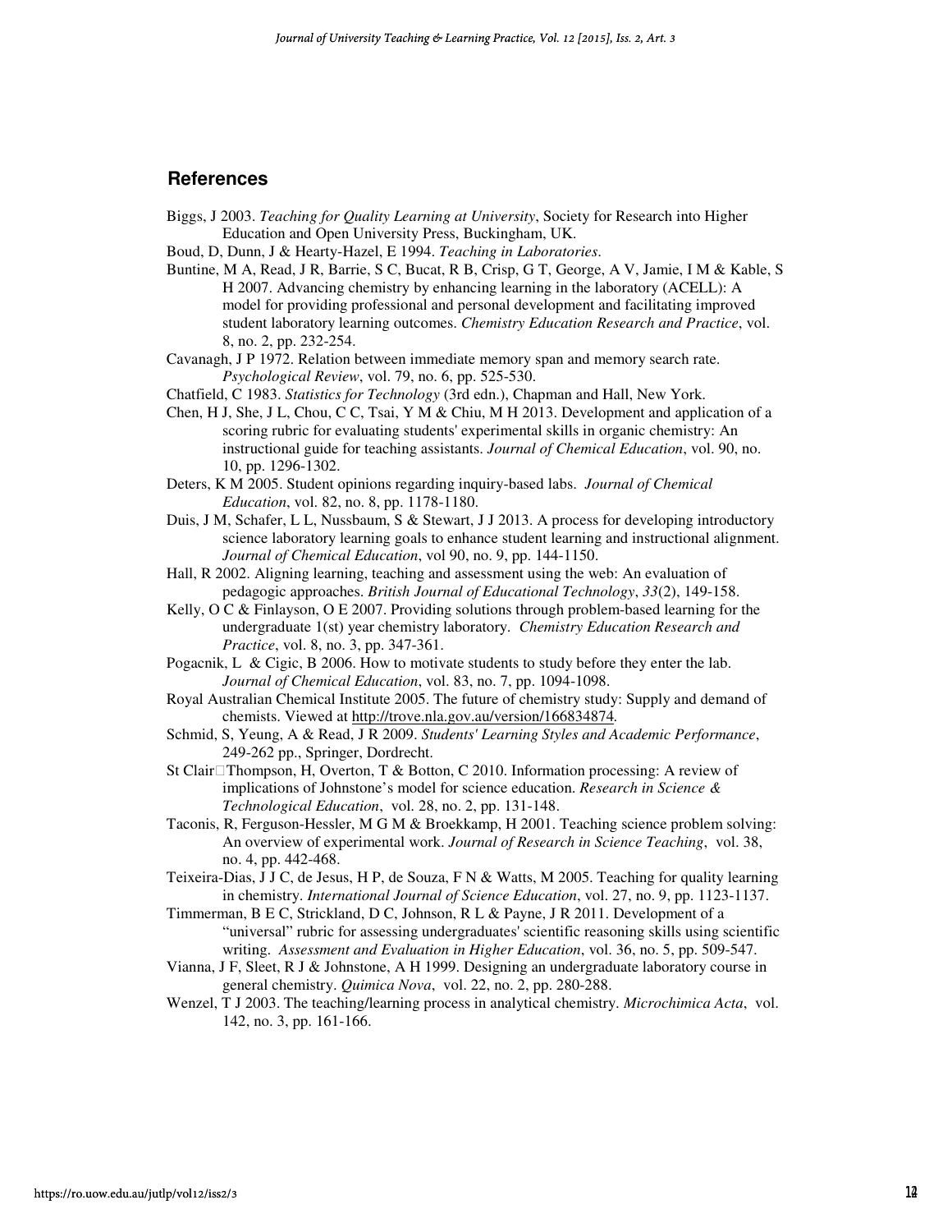## References

Biggs, J 2003. *Teaching for Quality Learning at University*, Society for Research into Higher Education and Open University Press, Buckingham, UK.

Boud, D, Dunn, J & Hearty-Hazel, E 1994. *Teaching in Laboratories*.

Buntine, M A, Read, J R, Barrie, S C, Bucat, R B, Crisp, G T, George, A V, Jamie, I M & Kable, S H 2007. Advancing chemistry by enhancing learning in the laboratory (ACELL): A model for providing professional and personal development and facilitating improved student laboratory learning outcomes. *Chemistry Education Research and Practice*, vol. 8, no. 2, pp. 232-254.

Cavanagh, J P 1972. Relation between immediate memory span and memory search rate. *Psychological Review*, vol. 79, no. 6, pp. 525-530.

Chatfield, C 1983. *Statistics for Technology* (3rd edn.), Chapman and Hall, New York.

Chen, H J, She, J L, Chou, C C, Tsai, Y M & Chiu, M H 2013. Development and application of a scoring rubric for evaluating students' experimental skills in organic chemistry: An instructional guide for teaching assistants. *Journal of Chemical Education*, vol. 90, no. 10, pp. 1296-1302.

Deters, K M 2005. Student opinions regarding inquiry-based labs. *Journal of Chemical Education*, vol. 82, no. 8, pp. 1178-1180.

Duis, J M, Schafer, L L, Nussbaum, S & Stewart, J J 2013. A process for developing introductory science laboratory learning goals to enhance student learning and instructional alignment. *Journal of Chemical Education*, vol 90, no. 9, pp. 144-1150.

Hall, R 2002. Aligning learning, teaching and assessment using the web: An evaluation of pedagogic approaches. *British Journal of Educational Technology*, *33*(2), 149-158.

Kelly, O C & Finlayson, O E 2007. Providing solutions through problem-based learning for the undergraduate 1(st) year chemistry laboratory. *Chemistry Education Research and Practice*, vol. 8, no. 3, pp. 347-361.

Pogacnik, L & Cigic, B 2006. How to motivate students to study before they enter the lab. *Journal of Chemical Education*, vol. 83, no. 7, pp. 1094-1098.

Royal Australian Chemical Institute 2005. The future of chemistry study: Supply and demand of chemists. Viewed at http://trove.nla.gov.au/version/166834874.

Schmid, S, Yeung, A & Read, J R 2009. *Students' Learning Styles and Academic Performance*, 249-262 pp., Springer, Dordrecht.

St Clair□Thompson, H, Overton, T & Botton, C 2010. Information processing: A review of implications of Johnstone's model for science education. *Research in Science & Technological Education*, vol. 28, no. 2, pp. 131-148.

Taconis, R, Ferguson-Hessler, M G M & Broekkamp, H 2001. Teaching science problem solving: An overview of experimental work. *Journal of Research in Science Teaching*, vol. 38, no. 4, pp. 442-468.

Teixeira-Dias, J J C, de Jesus, H P, de Souza, F N & Watts, M 2005. Teaching for quality learning in chemistry. *International Journal of Science Education*, vol. 27, no. 9, pp. 1123-1137.

Timmerman, B E C, Strickland, D C, Johnson, R L & Payne, J R 2011. Development of a "universal" rubric for assessing undergraduates' scientific reasoning skills using scientific writing. *Assessment and Evaluation in Higher Education*, vol. 36, no. 5, pp. 509-547.

Vianna, J F, Sleet, R J & Johnstone, A H 1999. Designing an undergraduate laboratory course in general chemistry. *Quimica Nova*, vol. 22, no. 2, pp. 280-288.

Wenzel, T J 2003. The teaching/learning process in analytical chemistry. *Microchimica Acta*, vol. 142, no. 3, pp. 161-166.